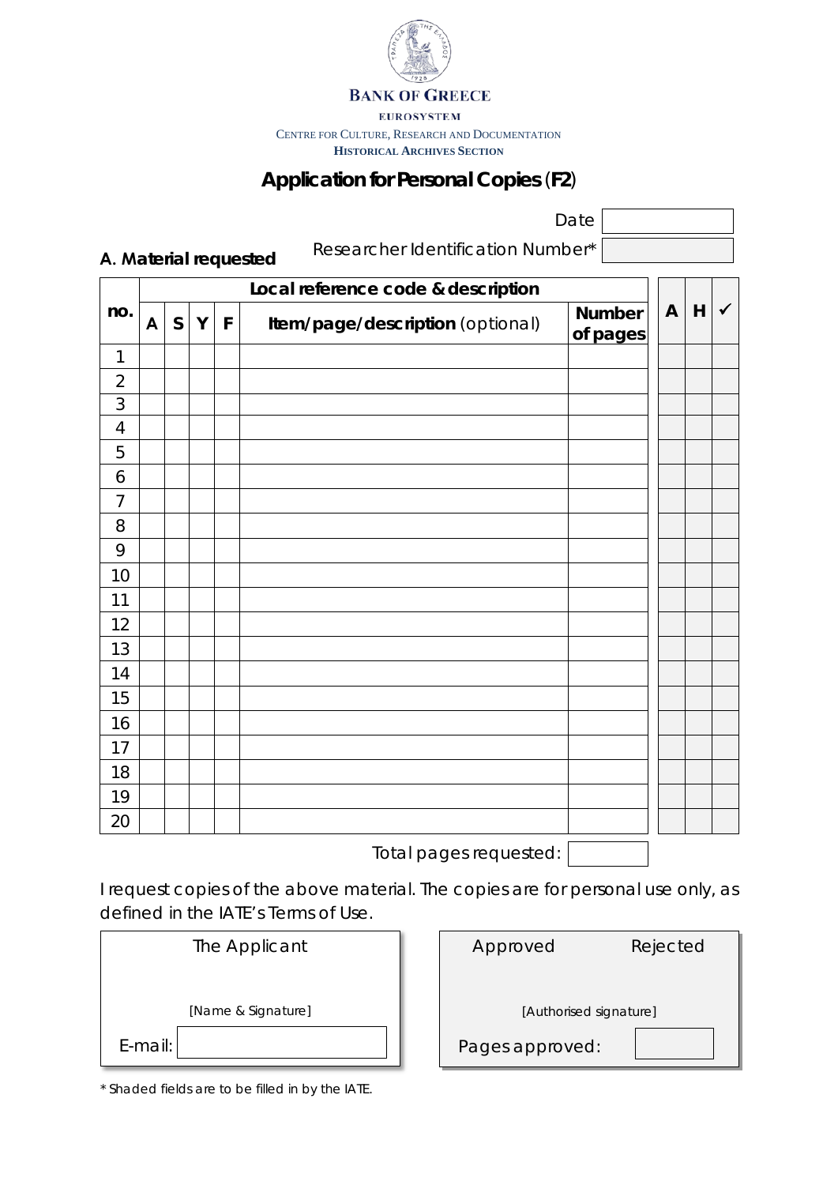BANK OF GREECE

EUROSYSTEM

CENTRE FOR CULTURE, RESEARCH AND DOCUMENTATION

**HISTORICAL ARCHIVES SECTION**

# Application for Personal Copies (F2)

Date

Researcher Identification Number*

**A. Material requested**

| no. | Local reference code & description | | | | | | A | H | ✓ |
|---|---|---|---|---|---|---|---|---|---|
| | A | S | Y | F | Item/page/description (optional) | Number of pages | | | |
| 1 | | | | | | | | | |
| 2 | | | | | | | | | |
| 3 | | | | | | | | | |
| 4 | | | | | | | | | |
| 5 | | | | | | | | | |
| 6 | | | | | | | | | |
| 7 | | | | | | | | | |
| 8 | | | | | | | | | |
| 9 | | | | | | | | | |
| 10 | | | | | | | | | |
| 11 | | | | | | | | | |
| 12 | | | | | | | | | |
| 13 | | | | | | | | | |
| 14 | | | | | | | | | |
| 15 | | | | | | | | | |
| 16 | | | | | | | | | |
| 17 | | | | | | | | | |
| 18 | | | | | | | | | |
| 19 | | | | | | | | | |
| 20 | | | | | | | | | |

Total pages requested:

I request copies of the above material. The copies are for personal use only, as defined in the IATE's Terms of Use.

| The Applicant |
|---|
| [Name & Signature] |
| E-mail: |

| Approved | Rejected |
|---|---|
| [Authorised signature] | |
| Pages approved: | |

\* Shaded fields are to be filled in by the IATE.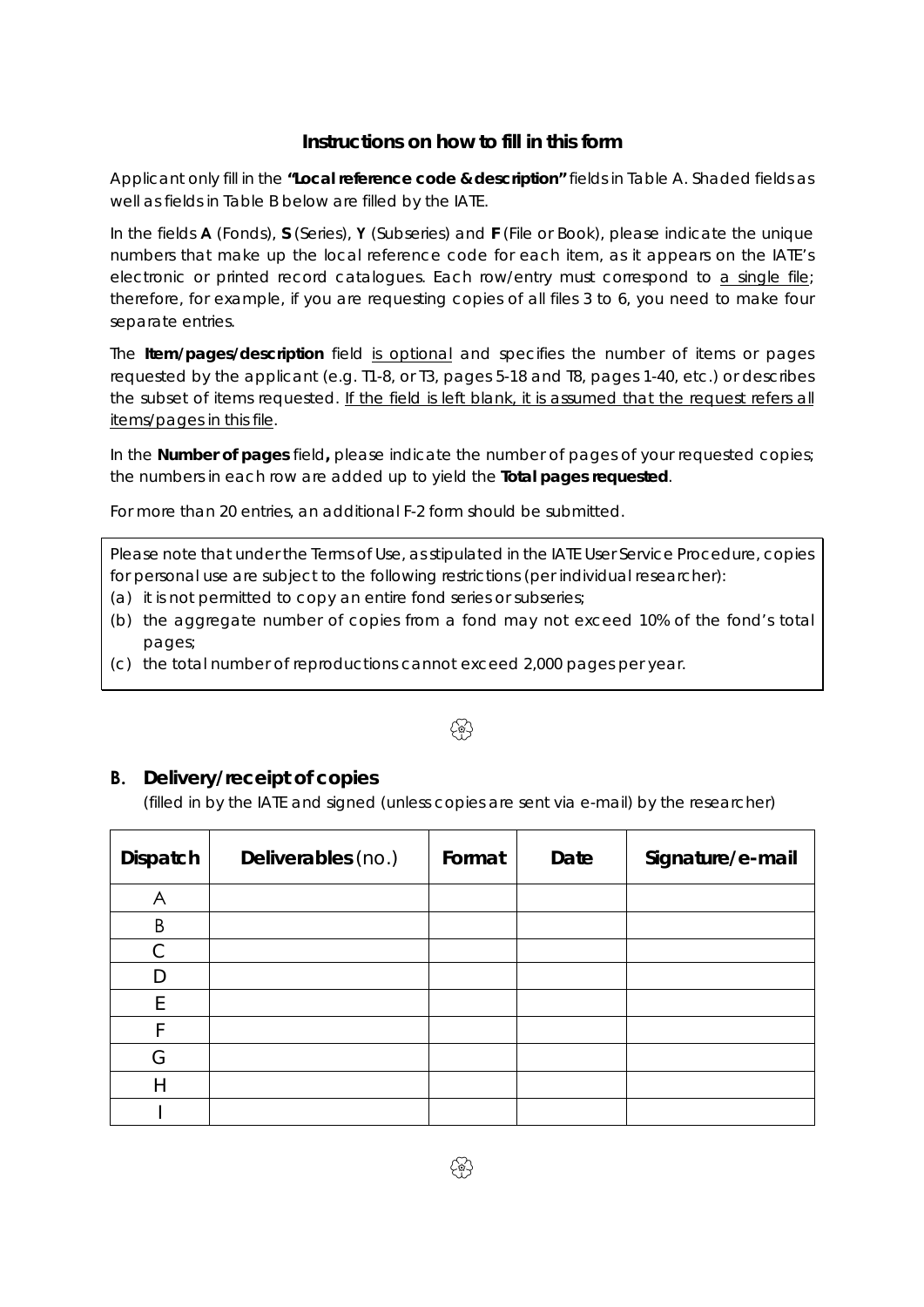### Instructions on how to fill in this form

Applicant only fill in the **"Local reference code & description"** fields in Table A. Shaded fields as well as fields in Table B below are filled by the IATE.

In the fields **A** (Fonds), **S** (Series), **Y** (Subseries) and **F** (File or Book), please indicate the unique numbers that make up the local reference code for each item, as it appears on the IATE's electronic or printed record catalogues. Each row/entry must correspond to a single file; therefore, for example, if you are requesting copies of all files 3 to 6, you need to make four separate entries.

The **Item/pages/description** field is optional and specifies the number of items or pages requested by the applicant (e.g. T1-8, or T3, pages 5-18 and T8, pages 1-40, etc.) or describes the subset of items requested. If the field is left blank, it is assumed that the request refers all items/pages in this file.

In the **Number of pages** field**,** please indicate the number of pages of your requested copies; the numbers in each row are added up to yield the **Total pages requested**.

For more than 20 entries, an additional F-2 form should be submitted.

Please note that under the Terms of Use, as stipulated in the IATE User Service Procedure, copies for personal use are subject to the following restrictions (per individual researcher):

(a) it is not permitted to copy an entire fond series or subseries;
(b) the aggregate number of copies from a fond may not exceed 10% of the fond's total pages;
(c) the total number of reproductions cannot exceed 2,000 pages per year.

## B. Delivery/receipt of copies

(filled in by the IATE and signed (unless copies are sent via e-mail) by the researcher)

| Dispatch | Deliverables (no.) | Format | Date | Signature/e-mail |
|---|---|---|---|---|
| A | | | | |
| B | | | | |
| C | | | | |
| D | | | | |
| E | | | | |
| F | | | | |
| G | | | | |
| H | | | | |
| I | | | | |